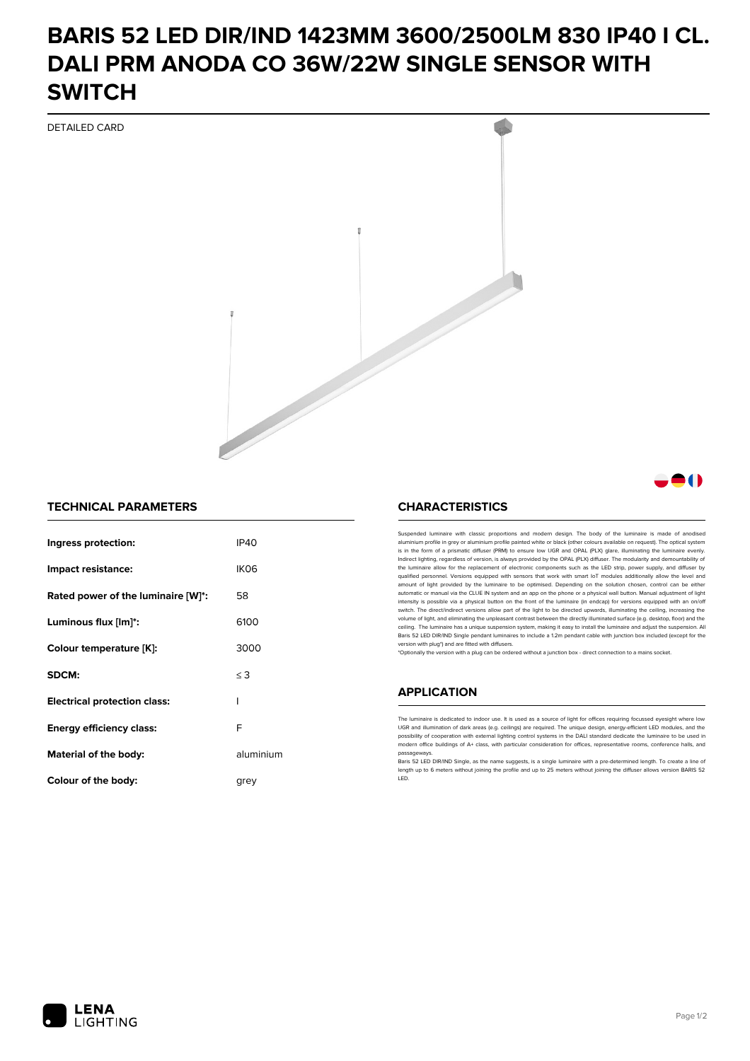# BARIS 52 LED DIR/IND 1423MM 3600/2500LM 830 IP40 I CL. DALI PRM ANODA CO 36W/22W SINGLE SENSOR WITH SWITCH

DETAILED CARD

## TECHNICAL PARAMETERS

| | |
|---|---|
| **Ingress protection:** | IP40 |
| **Impact resistance:** | IK06 |
| **Rated power of the luminaire [W]*:** | 58 |
| **Luminous flux [lm]*:** | 6100 |
| **Colour temperature [K]:** | 3000 |
| **SDCM:** | ≤ 3 |
| **Electrical protection class:** | I |
| **Energy efficiency class:** | F |
| **Material of the body:** | aluminium |
| **Colour of the body:** | grey |

## CHARACTERISTICS

Suspended luminaire with classic proportions and modern design. The body of the luminaire is made of anodised aluminium profile in grey or aluminium profile painted white or black (other colours available on request). The optical system is in the form of a prismatic diffuser (PRM) to ensure low UGR and OPAL (PLX) glare, illuminating the luminaire evenly. Indirect lighting, regardless of version, is always provided by the OPAL (PLX) diffuser. The modularity and demountability of the luminaire allow for the replacement of electronic components such as the LED strip, power supply, and diffuser by qualified personnel. Versions equipped with sensors that work with smart IoT modules additionally allow the level and amount of light provided by the luminaire to be optimised. Depending on the solution chosen, control can be either automatic or manual via the CLUE IN system and an app on the phone or a physical wall button. Manual adjustment of light intensity is possible via a physical button on the front of the luminaire (in endcap) for versions equipped with an on/off switch. The direct/indirect versions allow part of the light to be directed upwards, illuminating the ceiling, increasing the volume of light, and eliminating the unpleasant contrast between the directly illuminated surface (e.g. desktop, floor) and the ceiling. The luminaire has a unique suspension system, making it easy to install the luminaire and adjust the suspension. All Baris 52 LED DIR/IND Single pendant luminaires to include a 1.2m pendant cable with junction box included (except for the version with plug*) and are fitted with diffusers.

*Optionally the version with a plug can be ordered without a junction box - direct connection to a mains socket.

## APPLICATION

The luminaire is dedicated to indoor use. It is used as a source of light for offices requiring focussed eyesight where low UGR and illumination of dark areas (e.g. ceilings) are required. The unique design, energy-efficient LED modules, and the possibility of cooperation with external lighting control systems in the DALI standard dedicate the luminaire to be used in modern office buildings of A+ class, with particular consideration for offices, representative rooms, conference halls, and passageways.

Baris 52 LED DIR/IND Single, as the name suggests, is a single luminaire with a pre-determined length. To create a line of length up to 6 meters without joining the profile and up to 25 meters without joining the diffuser allows version BARIS 52 LED.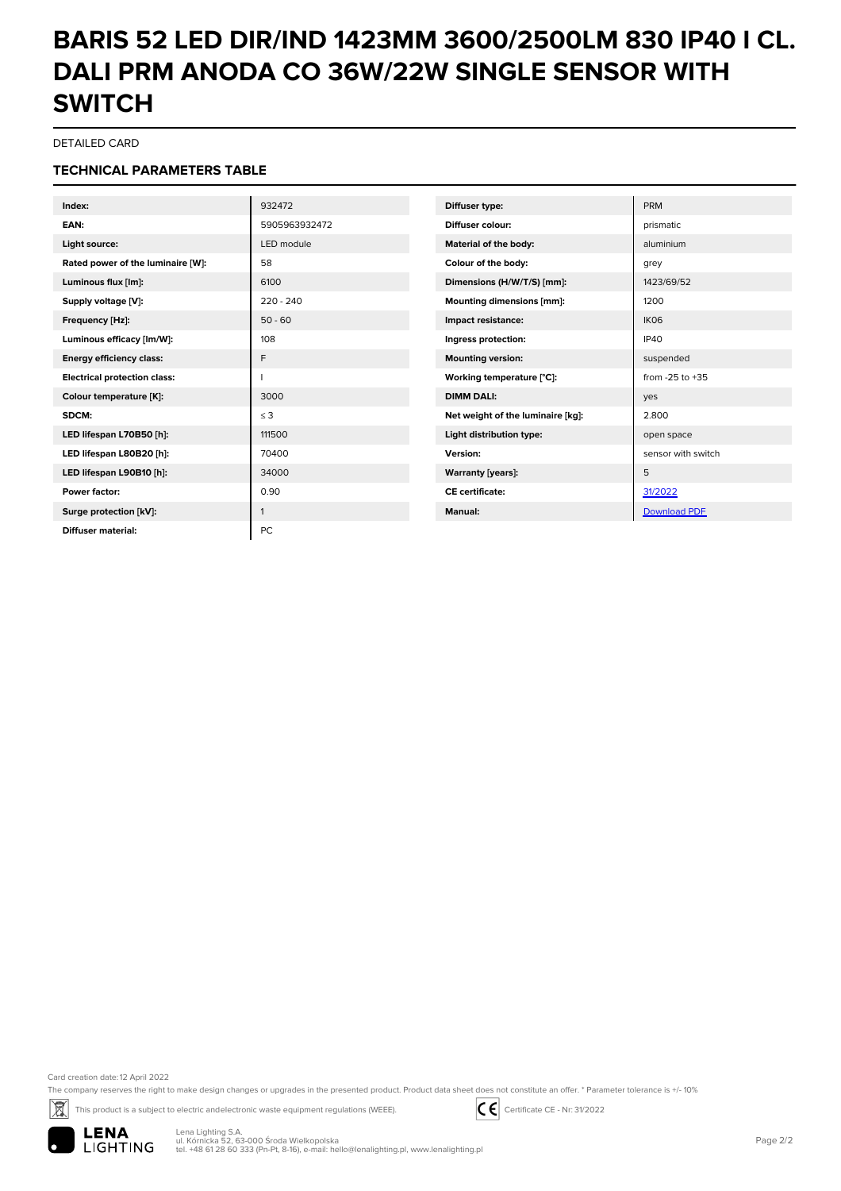# BARIS 52 LED DIR/IND 1423MM 3600/2500LM 830 IP40 I CL. DALI PRM ANODA CO 36W/22W SINGLE SENSOR WITH SWITCH

DETAILED CARD

## TECHNICAL PARAMETERS TABLE

| | |
|---|---|
| **Index:** | 932472 |
| **EAN:** | 5905963932472 |
| **Light source:** | LED module |
| **Rated power of the luminaire [W]:** | 58 |
| **Luminous flux [lm]:** | 6100 |
| **Supply voltage [V]:** | 220 - 240 |
| **Frequency [Hz]:** | 50 - 60 |
| **Luminous efficacy [lm/W]:** | 108 |
| **Energy efficiency class:** | F |
| **Electrical protection class:** | I |
| **Colour temperature [K]:** | 3000 |
| **SDCM:** | ≤ 3 |
| **LED lifespan L70B50 [h]:** | 111500 |
| **LED lifespan L80B20 [h]:** | 70400 |
| **LED lifespan L90B10 [h]:** | 34000 |
| **Power factor:** | 0.90 |
| **Surge protection [kV]:** | 1 |
| **Diffuser material:** | PC |
| **Diffuser type:** | PRM |
| **Diffuser colour:** | prismatic |
| **Material of the body:** | aluminium |
| **Colour of the body:** | grey |
| **Dimensions (H/W/T/S) [mm]:** | 1423/69/52 |
| **Mounting dimensions [mm]:** | 1200 |
| **Impact resistance:** | IK06 |
| **Ingress protection:** | IP40 |
| **Mounting version:** | suspended |
| **Working temperature [°C]:** | from -25 to +35 |
| **DIMM DALI:** | yes |
| **Net weight of the luminaire [kg]:** | 2.800 |
| **Light distribution type:** | open space |
| **Version:** | sensor with switch |
| **Warranty [years]:** | 5 |
| **CE certificate:** | 31/2022 |
| **Manual:** | Download PDF |

Card creation date: 12 April 2022

The company reserves the right to make design changes or upgrades in the presented product. Product data sheet does not constitute an offer. * Parameter tolerance is +/- 10%

This product is a subject to electric andelectronic waste equipment regulations (WEEE).

Certificate CE - Nr: 31/2022

LENA LIGHTING

Lena Lighting S.A.
ul. Kórnicka 52, 63-000 Środa Wielkopolska
tel. +48 61 28 60 333 (Pn-Pt, 8-16), e-mail: hello@lenalighting.pl, www.lenalighting.pl